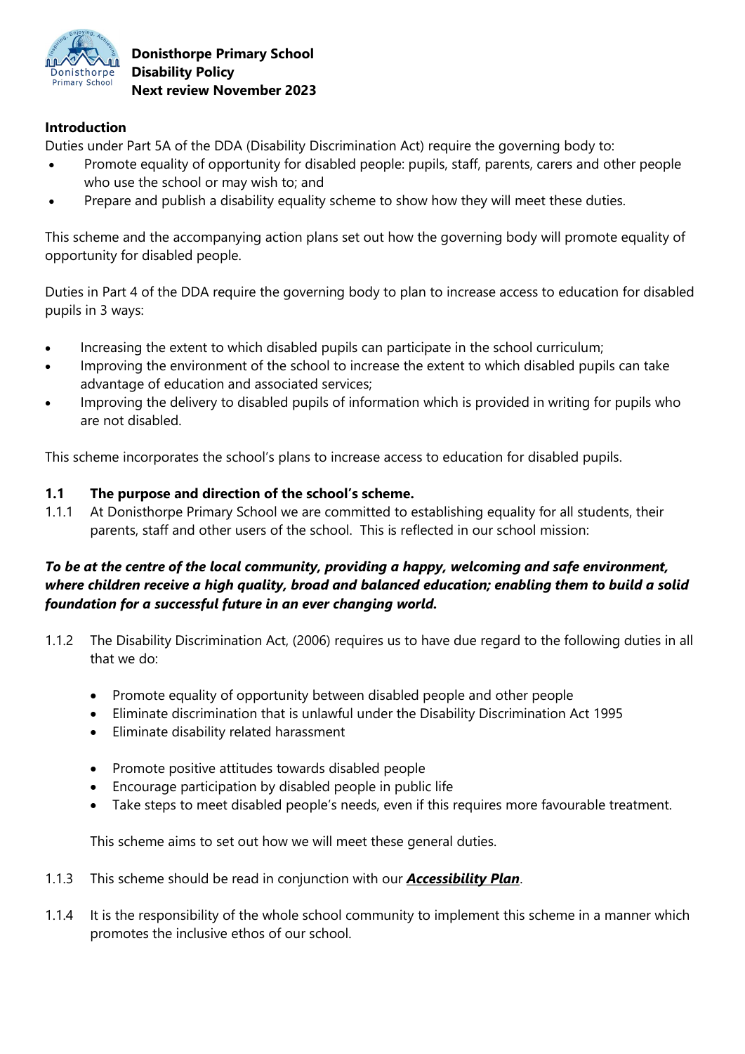**Donisthorpe Primary School**
**Disability Policy**
**Next review November 2023**

### Introduction

Duties under Part 5A of the DDA (Disability Discrimination Act) require the governing body to:

- Promote equality of opportunity for disabled people: pupils, staff, parents, carers and other people who use the school or may wish to; and
- Prepare and publish a disability equality scheme to show how they will meet these duties.

This scheme and the accompanying action plans set out how the governing body will promote equality of opportunity for disabled people.

Duties in Part 4 of the DDA require the governing body to plan to increase access to education for disabled pupils in 3 ways:

- Increasing the extent to which disabled pupils can participate in the school curriculum;
- Improving the environment of the school to increase the extent to which disabled pupils can take advantage of education and associated services;
- Improving the delivery to disabled pupils of information which is provided in writing for pupils who are not disabled.

This scheme incorporates the school's plans to increase access to education for disabled pupils.

### 1.1 The purpose and direction of the school's scheme.

1.1.1 At Donisthorpe Primary School we are committed to establishing equality for all students, their parents, staff and other users of the school. This is reflected in our school mission:

***To be at the centre of the local community, providing a happy, welcoming and safe environment, where children receive a high quality, broad and balanced education; enabling them to build a solid foundation for a successful future in an ever changing world.***

1.1.2 The Disability Discrimination Act, (2006) requires us to have due regard to the following duties in all that we do:

- Promote equality of opportunity between disabled people and other people
- Eliminate discrimination that is unlawful under the Disability Discrimination Act 1995
- Eliminate disability related harassment
- Promote positive attitudes towards disabled people
- Encourage participation by disabled people in public life
- Take steps to meet disabled people's needs, even if this requires more favourable treatment.

This scheme aims to set out how we will meet these general duties.

1.1.3 This scheme should be read in conjunction with our ***Accessibility Plan***.

1.1.4 It is the responsibility of the whole school community to implement this scheme in a manner which promotes the inclusive ethos of our school.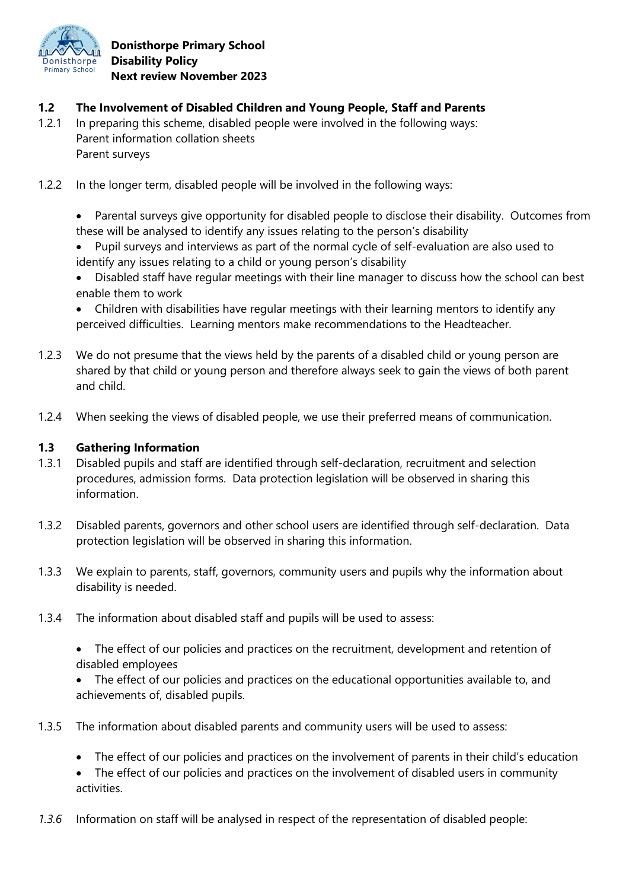### 1.2 The Involvement of Disabled Children and Young People, Staff and Parents

1.2.1 In preparing this scheme, disabled people were involved in the following ways:
Parent information collation sheets
Parent surveys

1.2.2 In the longer term, disabled people will be involved in the following ways:

- Parental surveys give opportunity for disabled people to disclose their disability. Outcomes from these will be analysed to identify any issues relating to the person's disability
- Pupil surveys and interviews as part of the normal cycle of self-evaluation are also used to identify any issues relating to a child or young person's disability
- Disabled staff have regular meetings with their line manager to discuss how the school can best enable them to work
- Children with disabilities have regular meetings with their learning mentors to identify any perceived difficulties. Learning mentors make recommendations to the Headteacher.

1.2.3 We do not presume that the views held by the parents of a disabled child or young person are shared by that child or young person and therefore always seek to gain the views of both parent and child.

1.2.4 When seeking the views of disabled people, we use their preferred means of communication.

### 1.3 Gathering Information

1.3.1 Disabled pupils and staff are identified through self-declaration, recruitment and selection procedures, admission forms. Data protection legislation will be observed in sharing this information.

1.3.2 Disabled parents, governors and other school users are identified through self-declaration. Data protection legislation will be observed in sharing this information.

1.3.3 We explain to parents, staff, governors, community users and pupils why the information about disability is needed.

1.3.4 The information about disabled staff and pupils will be used to assess:

- The effect of our policies and practices on the recruitment, development and retention of disabled employees
- The effect of our policies and practices on the educational opportunities available to, and achievements of, disabled pupils.

1.3.5 The information about disabled parents and community users will be used to assess:

- The effect of our policies and practices on the involvement of parents in their child's education
- The effect of our policies and practices on the involvement of disabled users in community activities.

*1.3.6* Information on staff will be analysed in respect of the representation of disabled people: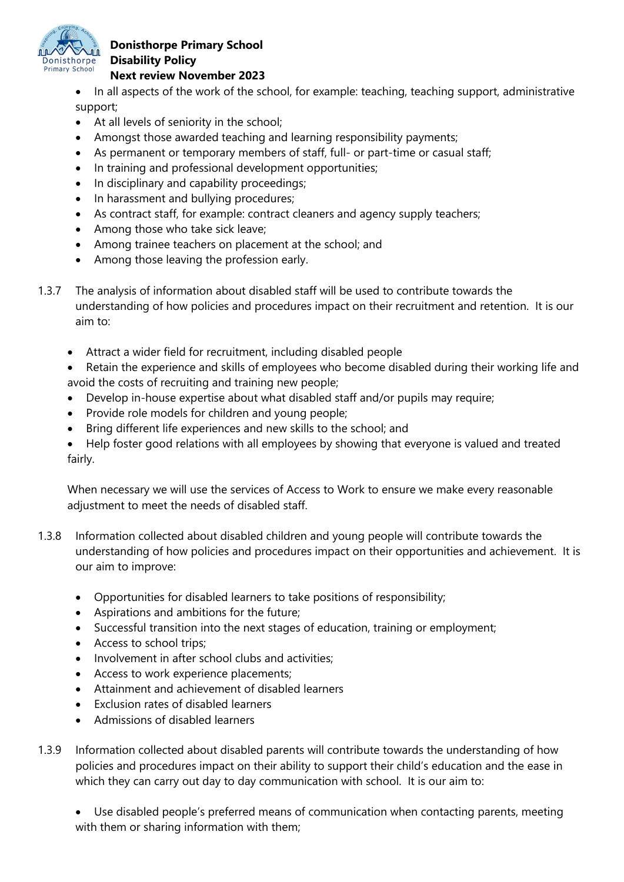- In all aspects of the work of the school, for example: teaching, teaching support, administrative support;
- At all levels of seniority in the school;
- Amongst those awarded teaching and learning responsibility payments;
- As permanent or temporary members of staff, full- or part-time or casual staff;
- In training and professional development opportunities;
- In disciplinary and capability proceedings;
- In harassment and bullying procedures;
- As contract staff, for example: contract cleaners and agency supply teachers;
- Among those who take sick leave;
- Among trainee teachers on placement at the school; and
- Among those leaving the profession early.

1.3.7 The analysis of information about disabled staff will be used to contribute towards the understanding of how policies and procedures impact on their recruitment and retention. It is our aim to:

- Attract a wider field for recruitment, including disabled people
- Retain the experience and skills of employees who become disabled during their working life and avoid the costs of recruiting and training new people;
- Develop in-house expertise about what disabled staff and/or pupils may require;
- Provide role models for children and young people;
- Bring different life experiences and new skills to the school; and
- Help foster good relations with all employees by showing that everyone is valued and treated fairly.

When necessary we will use the services of Access to Work to ensure we make every reasonable adjustment to meet the needs of disabled staff.

1.3.8 Information collected about disabled children and young people will contribute towards the understanding of how policies and procedures impact on their opportunities and achievement. It is our aim to improve:

- Opportunities for disabled learners to take positions of responsibility;
- Aspirations and ambitions for the future;
- Successful transition into the next stages of education, training or employment;
- Access to school trips;
- Involvement in after school clubs and activities;
- Access to work experience placements;
- Attainment and achievement of disabled learners
- Exclusion rates of disabled learners
- Admissions of disabled learners

1.3.9 Information collected about disabled parents will contribute towards the understanding of how policies and procedures impact on their ability to support their child's education and the ease in which they can carry out day to day communication with school. It is our aim to:

- Use disabled people's preferred means of communication when contacting parents, meeting with them or sharing information with them;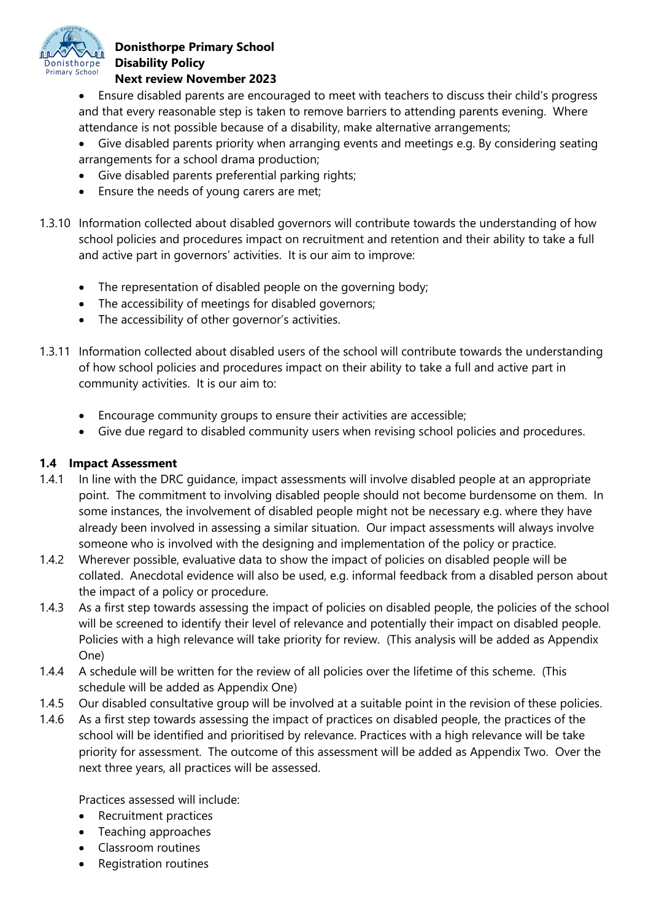- Ensure disabled parents are encouraged to meet with teachers to discuss their child's progress and that every reasonable step is taken to remove barriers to attending parents evening. Where attendance is not possible because of a disability, make alternative arrangements;
- Give disabled parents priority when arranging events and meetings e.g. By considering seating arrangements for a school drama production;
- Give disabled parents preferential parking rights;
- Ensure the needs of young carers are met;

1.3.10 Information collected about disabled governors will contribute towards the understanding of how school policies and procedures impact on recruitment and retention and their ability to take a full and active part in governors' activities. It is our aim to improve:

- The representation of disabled people on the governing body;
- The accessibility of meetings for disabled governors;
- The accessibility of other governor's activities.

1.3.11 Information collected about disabled users of the school will contribute towards the understanding of how school policies and procedures impact on their ability to take a full and active part in community activities. It is our aim to:

- Encourage community groups to ensure their activities are accessible;
- Give due regard to disabled community users when revising school policies and procedures.

### 1.4 Impact Assessment

1.4.1 In line with the DRC guidance, impact assessments will involve disabled people at an appropriate point. The commitment to involving disabled people should not become burdensome on them. In some instances, the involvement of disabled people might not be necessary e.g. where they have already been involved in assessing a similar situation. Our impact assessments will always involve someone who is involved with the designing and implementation of the policy or practice.

1.4.2 Wherever possible, evaluative data to show the impact of policies on disabled people will be collated. Anecdotal evidence will also be used, e.g. informal feedback from a disabled person about the impact of a policy or procedure.

1.4.3 As a first step towards assessing the impact of policies on disabled people, the policies of the school will be screened to identify their level of relevance and potentially their impact on disabled people. Policies with a high relevance will take priority for review. (This analysis will be added as Appendix One)

1.4.4 A schedule will be written for the review of all policies over the lifetime of this scheme. (This schedule will be added as Appendix One)

1.4.5 Our disabled consultative group will be involved at a suitable point in the revision of these policies.

1.4.6 As a first step towards assessing the impact of practices on disabled people, the practices of the school will be identified and prioritised by relevance. Practices with a high relevance will be take priority for assessment. The outcome of this assessment will be added as Appendix Two. Over the next three years, all practices will be assessed.

Practices assessed will include:

- Recruitment practices
- Teaching approaches
- Classroom routines
- Registration routines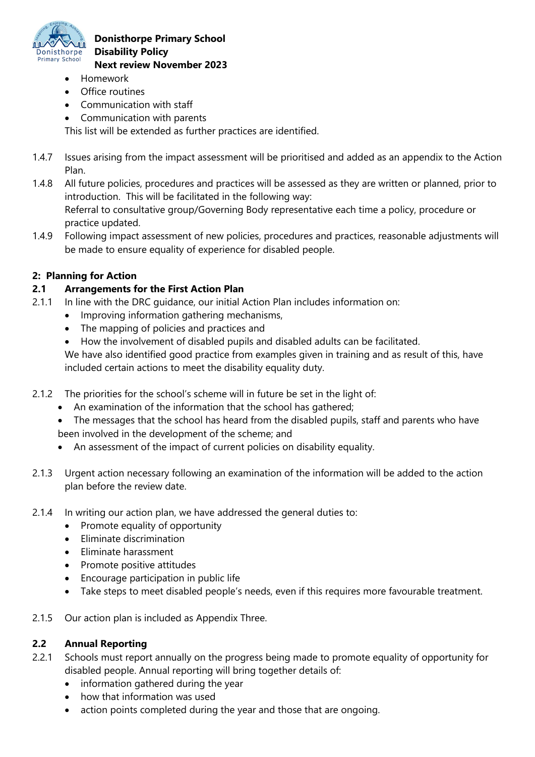- Homework
- Office routines
- Communication with staff
- Communication with parents

This list will be extended as further practices are identified.

1.4.7 Issues arising from the impact assessment will be prioritised and added as an appendix to the Action Plan.

1.4.8 All future policies, procedures and practices will be assessed as they are written or planned, prior to introduction. This will be facilitated in the following way:
Referral to consultative group/Governing Body representative each time a policy, procedure or practice updated.

1.4.9 Following impact assessment of new policies, procedures and practices, reasonable adjustments will be made to ensure equality of experience for disabled people.

## 2: Planning for Action

### 2.1 Arrangements for the First Action Plan

2.1.1 In line with the DRC guidance, our initial Action Plan includes information on:

- Improving information gathering mechanisms,
- The mapping of policies and practices and
- How the involvement of disabled pupils and disabled adults can be facilitated.

We have also identified good practice from examples given in training and as result of this, have included certain actions to meet the disability equality duty.

2.1.2 The priorities for the school's scheme will in future be set in the light of:

- An examination of the information that the school has gathered;
- The messages that the school has heard from the disabled pupils, staff and parents who have been involved in the development of the scheme; and
- An assessment of the impact of current policies on disability equality.

2.1.3 Urgent action necessary following an examination of the information will be added to the action plan before the review date.

2.1.4 In writing our action plan, we have addressed the general duties to:

- Promote equality of opportunity
- Eliminate discrimination
- Eliminate harassment
- Promote positive attitudes
- Encourage participation in public life
- Take steps to meet disabled people's needs, even if this requires more favourable treatment.

2.1.5 Our action plan is included as Appendix Three.

### 2.2 Annual Reporting

2.2.1 Schools must report annually on the progress being made to promote equality of opportunity for disabled people. Annual reporting will bring together details of:

- information gathered during the year
- how that information was used
- action points completed during the year and those that are ongoing.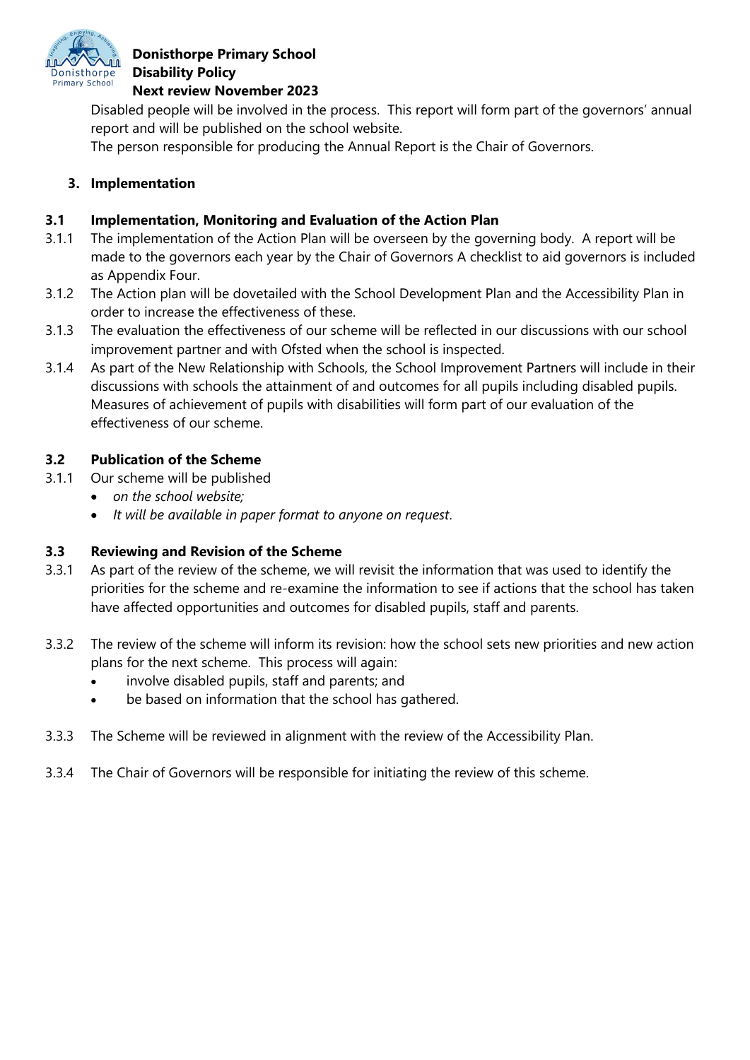Disabled people will be involved in the process. This report will form part of the governors' annual report and will be published on the school website.

The person responsible for producing the Annual Report is the Chair of Governors.

## 3. Implementation

### 3.1 Implementation, Monitoring and Evaluation of the Action Plan

3.1.1 The implementation of the Action Plan will be overseen by the governing body. A report will be made to the governors each year by the Chair of Governors A checklist to aid governors is included as Appendix Four.

3.1.2 The Action plan will be dovetailed with the School Development Plan and the Accessibility Plan in order to increase the effectiveness of these.

3.1.3 The evaluation the effectiveness of our scheme will be reflected in our discussions with our school improvement partner and with Ofsted when the school is inspected.

3.1.4 As part of the New Relationship with Schools, the School Improvement Partners will include in their discussions with schools the attainment of and outcomes for all pupils including disabled pupils. Measures of achievement of pupils with disabilities will form part of our evaluation of the effectiveness of our scheme.

### 3.2 Publication of the Scheme

3.1.1 Our scheme will be published

- *on the school website;*
- *It will be available in paper format to anyone on request*.

### 3.3 Reviewing and Revision of the Scheme

3.3.1 As part of the review of the scheme, we will revisit the information that was used to identify the priorities for the scheme and re-examine the information to see if actions that the school has taken have affected opportunities and outcomes for disabled pupils, staff and parents.

3.3.2 The review of the scheme will inform its revision: how the school sets new priorities and new action plans for the next scheme. This process will again:

- involve disabled pupils, staff and parents; and
- be based on information that the school has gathered.

3.3.3 The Scheme will be reviewed in alignment with the review of the Accessibility Plan.

3.3.4 The Chair of Governors will be responsible for initiating the review of this scheme.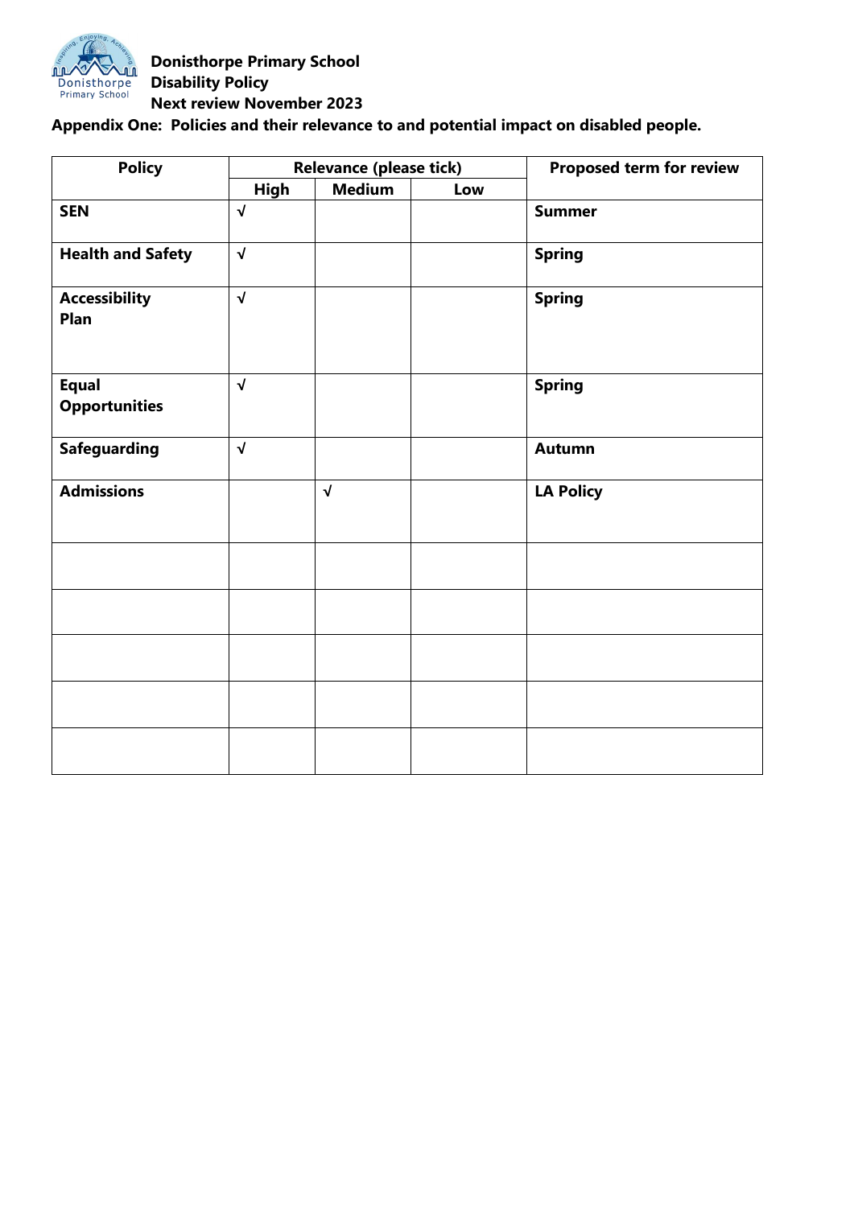**Donisthorpe Primary School**
**Disability Policy**
**Next review November 2023**

**Appendix One: Policies and their relevance to and potential impact on disabled people.**

| Policy | Relevance (please tick) | | | Proposed term for review |
|---|---|---|---|---|
| | High | Medium | Low | |
| **SEN** | √ | | | **Summer** |
| **Health and Safety** | √ | | | **Spring** |
| **Accessibility Plan** | √ | | | **Spring** |
| **Equal Opportunities** | √ | | | **Spring** |
| **Safeguarding** | √ | | | **Autumn** |
| **Admissions** | | √ | | **LA Policy** |
| | | | | |
| | | | | |
| | | | | |
| | | | | |
| | | | | |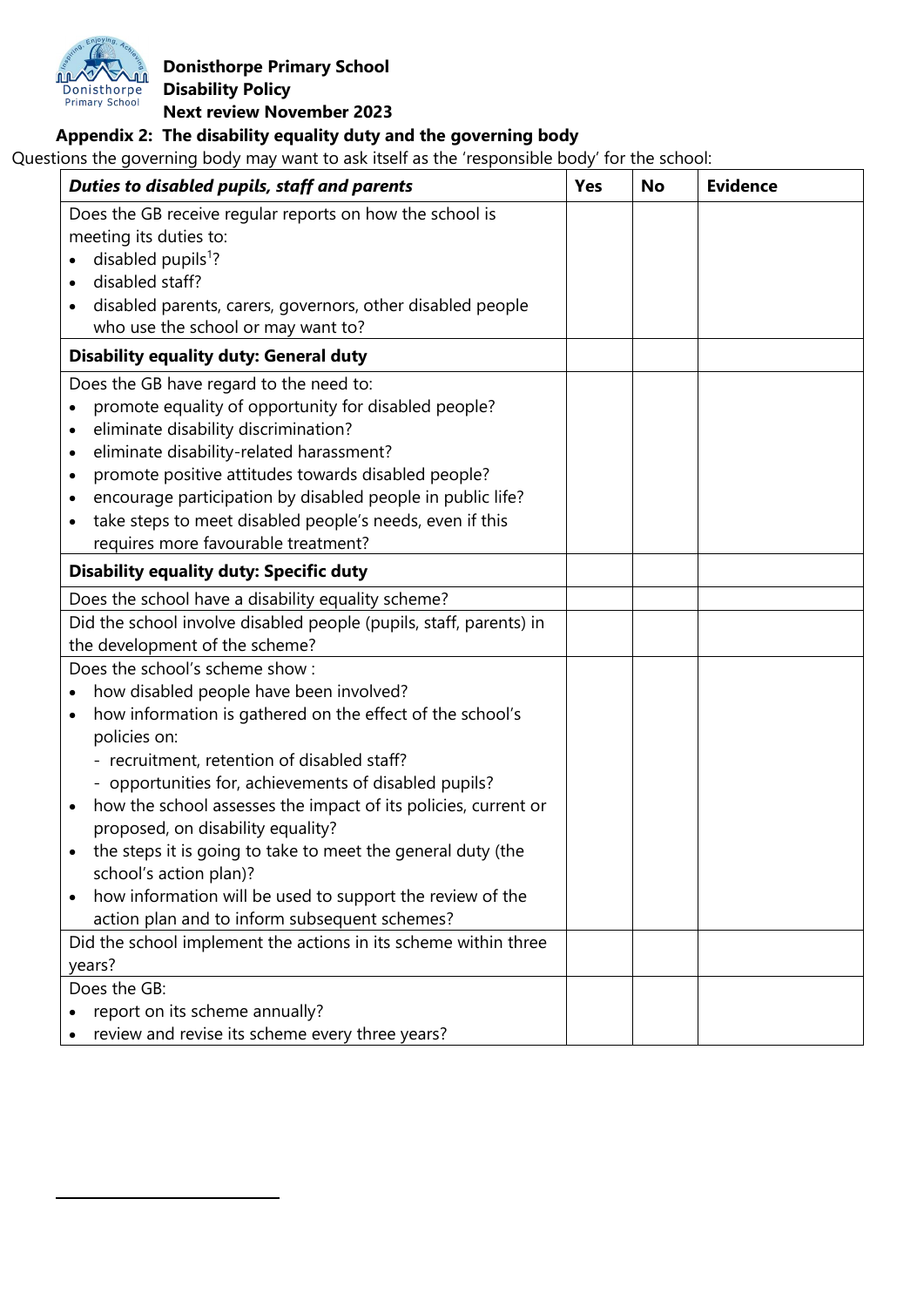**Donisthorpe Primary School**
**Disability Policy**
**Next review November 2023**

### Appendix 2: The disability equality duty and the governing body

Questions the governing body may want to ask itself as the 'responsible body' for the school:

| ***Duties to disabled pupils, staff and parents*** | **Yes** | **No** | **Evidence** |
|---|---|---|---|
| Does the GB receive regular reports on how the school is meeting its duties to:<br>• disabled pupils[1]?<br>• disabled staff?<br>• disabled parents, carers, governors, other disabled people who use the school or may want to? | | | |
| **Disability equality duty: General duty** | | | |
| Does the GB have regard to the need to:<br>• promote equality of opportunity for disabled people?<br>• eliminate disability discrimination?<br>• eliminate disability-related harassment?<br>• promote positive attitudes towards disabled people?<br>• encourage participation by disabled people in public life?<br>• take steps to meet disabled people's needs, even if this requires more favourable treatment? | | | |
| **Disability equality duty: Specific duty** | | | |
| Does the school have a disability equality scheme? | | | |
| Did the school involve disabled people (pupils, staff, parents) in the development of the scheme? | | | |
| Does the school's scheme show :<br>• how disabled people have been involved?<br>• how information is gathered on the effect of the school's policies on:<br>  - recruitment, retention of disabled staff?<br>  - opportunities for, achievements of disabled pupils?<br>• how the school assesses the impact of its policies, current or proposed, on disability equality?<br>• the steps it is going to take to meet the general duty (the school's action plan)?<br>• how information will be used to support the review of the action plan and to inform subsequent schemes? | | | |
| Did the school implement the actions in its scheme within three years? | | | |
| Does the GB:<br>• report on its scheme annually?<br>• review and revise its scheme every three years? | | | |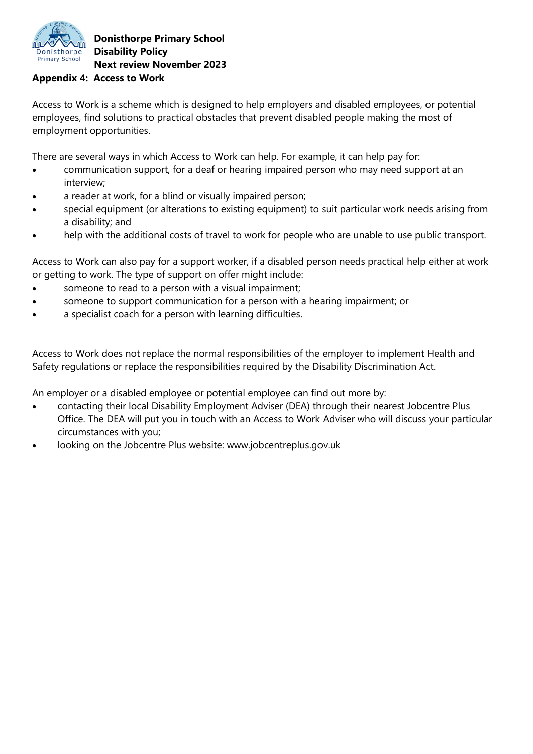**Donisthorpe Primary School**
**Disability Policy**
**Next review November 2023**

## Appendix 4: Access to Work

Access to Work is a scheme which is designed to help employers and disabled employees, or potential employees, find solutions to practical obstacles that prevent disabled people making the most of employment opportunities.

There are several ways in which Access to Work can help. For example, it can help pay for:

- communication support, for a deaf or hearing impaired person who may need support at an interview;
- a reader at work, for a blind or visually impaired person;
- special equipment (or alterations to existing equipment) to suit particular work needs arising from a disability; and
- help with the additional costs of travel to work for people who are unable to use public transport.

Access to Work can also pay for a support worker, if a disabled person needs practical help either at work or getting to work. The type of support on offer might include:

- someone to read to a person with a visual impairment;
- someone to support communication for a person with a hearing impairment; or
- a specialist coach for a person with learning difficulties.

Access to Work does not replace the normal responsibilities of the employer to implement Health and Safety regulations or replace the responsibilities required by the Disability Discrimination Act.

An employer or a disabled employee or potential employee can find out more by:

- contacting their local Disability Employment Adviser (DEA) through their nearest Jobcentre Plus Office. The DEA will put you in touch with an Access to Work Adviser who will discuss your particular circumstances with you;
- looking on the Jobcentre Plus website: www.jobcentreplus.gov.uk